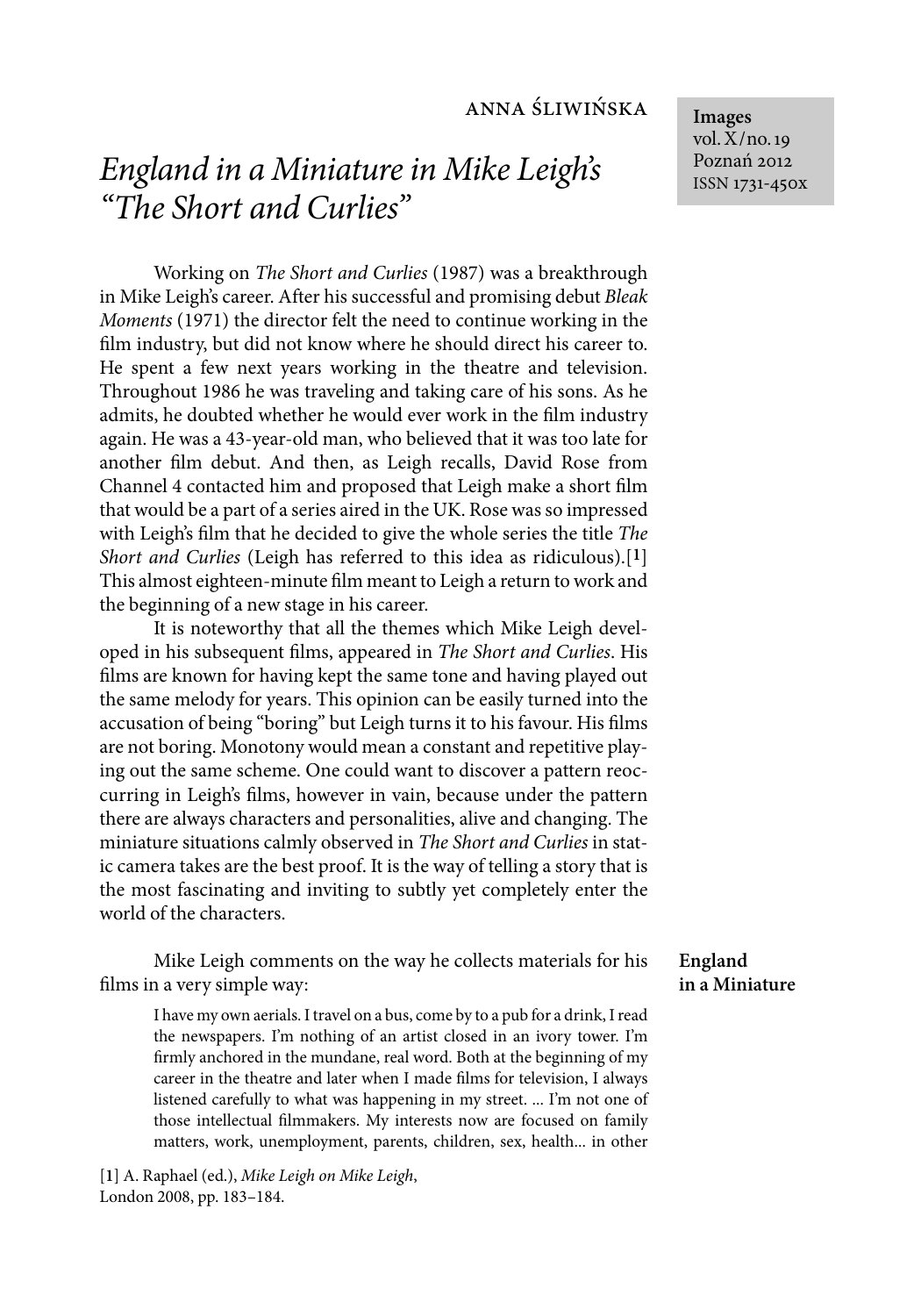Anna Śliwińska

# *England in a Miniature in Mike Leigh's "The Short and Curlies"*

Images
vol. X/no. 19
Poznań 2012
ISSN 1731-450x

Working on *The Short and Curlies* (1987) was a breakthrough in Mike Leigh's career. After his successful and promising debut *Bleak Moments* (1971) the director felt the need to continue working in the film industry, but did not know where he should direct his career to. He spent a few next years working in the theatre and television. Throughout 1986 he was traveling and taking care of his sons. As he admits, he doubted whether he would ever work in the film industry again. He was a 43-year-old man, who believed that it was too late for another film debut. And then, as Leigh recalls, David Rose from Channel 4 contacted him and proposed that Leigh make a short film that would be a part of a series aired in the UK. Rose was so impressed with Leigh's film that he decided to give the whole series the title *The Short and Curlies* (Leigh has referred to this idea as ridiculous).[1] This almost eighteen-minute film meant to Leigh a return to work and the beginning of a new stage in his career.

It is noteworthy that all the themes which Mike Leigh developed in his subsequent films, appeared in *The Short and Curlies*. His films are known for having kept the same tone and having played out the same melody for years. This opinion can be easily turned into the accusation of being "boring" but Leigh turns it to his favour. His films are not boring. Monotony would mean a constant and repetitive playing out the same scheme. One could want to discover a pattern reoccurring in Leigh's films, however in vain, because under the pattern there are always characters and personalities, alive and changing. The miniature situations calmly observed in *The Short and Curlies* in static camera takes are the best proof. It is the way of telling a story that is the most fascinating and inviting to subtly yet completely enter the world of the characters.

## England in a Miniature

Mike Leigh comments on the way he collects materials for his films in a very simple way:

> I have my own aerials. I travel on a bus, come by to a pub for a drink, I read the newspapers. I'm nothing of an artist closed in an ivory tower. I'm firmly anchored in the mundane, real word. Both at the beginning of my career in the theatre and later when I made films for television, I always listened carefully to what was happening in my street. ... I'm not one of those intellectual filmmakers. My interests now are focused on family matters, work, unemployment, parents, children, sex, health... in other

[1] A. Raphael (ed.), *Mike Leigh on Mike Leigh*, London 2008, pp. 183–184.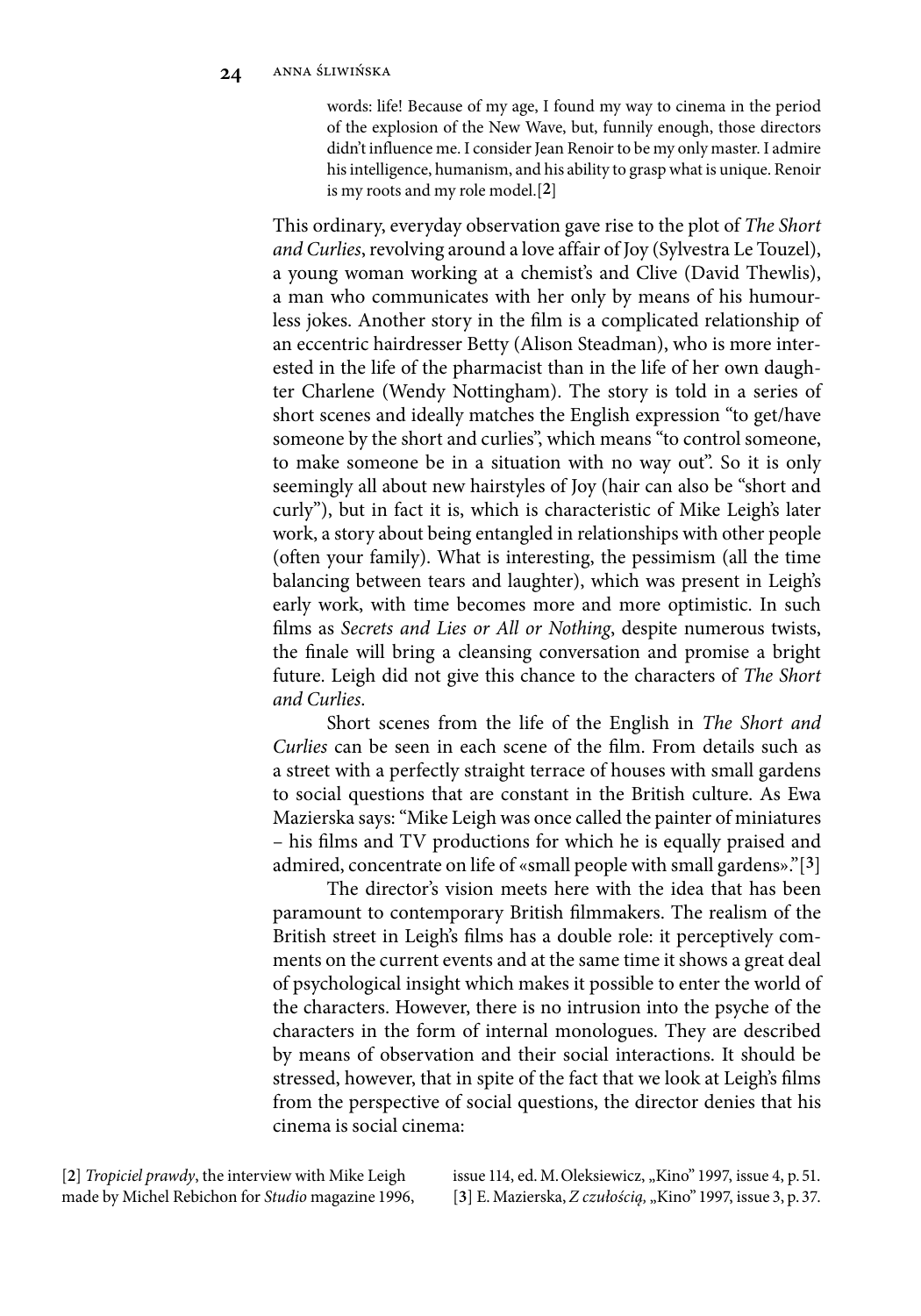> words: life! Because of my age, I found my way to cinema in the period of the explosion of the New Wave, but, funnily enough, those directors didn't influence me. I consider Jean Renoir to be my only master. I admire his intelligence, humanism, and his ability to grasp what is unique. Renoir is my roots and my role model.[**2**]

This ordinary, everyday observation gave rise to the plot of *The Short and Curlies*, revolving around a love affair of Joy (Sylvestra Le Touzel), a young woman working at a chemist's and Clive (David Thewlis), a man who communicates with her only by means of his humourless jokes. Another story in the film is a complicated relationship of an eccentric hairdresser Betty (Alison Steadman), who is more interested in the life of the pharmacist than in the life of her own daughter Charlene (Wendy Nottingham). The story is told in a series of short scenes and ideally matches the English expression "to get/have someone by the short and curlies", which means "to control someone, to make someone be in a situation with no way out". So it is only seemingly all about new hairstyles of Joy (hair can also be "short and curly"), but in fact it is, which is characteristic of Mike Leigh's later work, a story about being entangled in relationships with other people (often your family). What is interesting, the pessimism (all the time balancing between tears and laughter), which was present in Leigh's early work, with time becomes more and more optimistic. In such films as *Secrets and Lies or All or Nothing*, despite numerous twists, the finale will bring a cleansing conversation and promise a bright future. Leigh did not give this chance to the characters of *The Short and Curlies.*

Short scenes from the life of the English in *The Short and Curlies* can be seen in each scene of the film. From details such as a street with a perfectly straight terrace of houses with small gardens to social questions that are constant in the British culture. As Ewa Mazierska says: "Mike Leigh was once called the painter of miniatures – his films and TV productions for which he is equally praised and admired, concentrate on life of «small people with small gardens»."[**3**]

The director's vision meets here with the idea that has been paramount to contemporary British filmmakers. The realism of the British street in Leigh's films has a double role: it perceptively comments on the current events and at the same time it shows a great deal of psychological insight which makes it possible to enter the world of the characters. However, there is no intrusion into the psyche of the characters in the form of internal monologues. They are described by means of observation and their social interactions. It should be stressed, however, that in spite of the fact that we look at Leigh's films from the perspective of social questions, the director denies that his cinema is social cinema:

[**2**] *Tropiciel prawdy*, the interview with Mike Leigh made by Michel Rebichon for *Studio* magazine 1996, issue 114, ed. M. Oleksiewicz, „Kino" 1997, issue 4, p. 51.

[**3**] E. Mazierska, *Z czułością,* „Kino" 1997, issue 3, p. 37.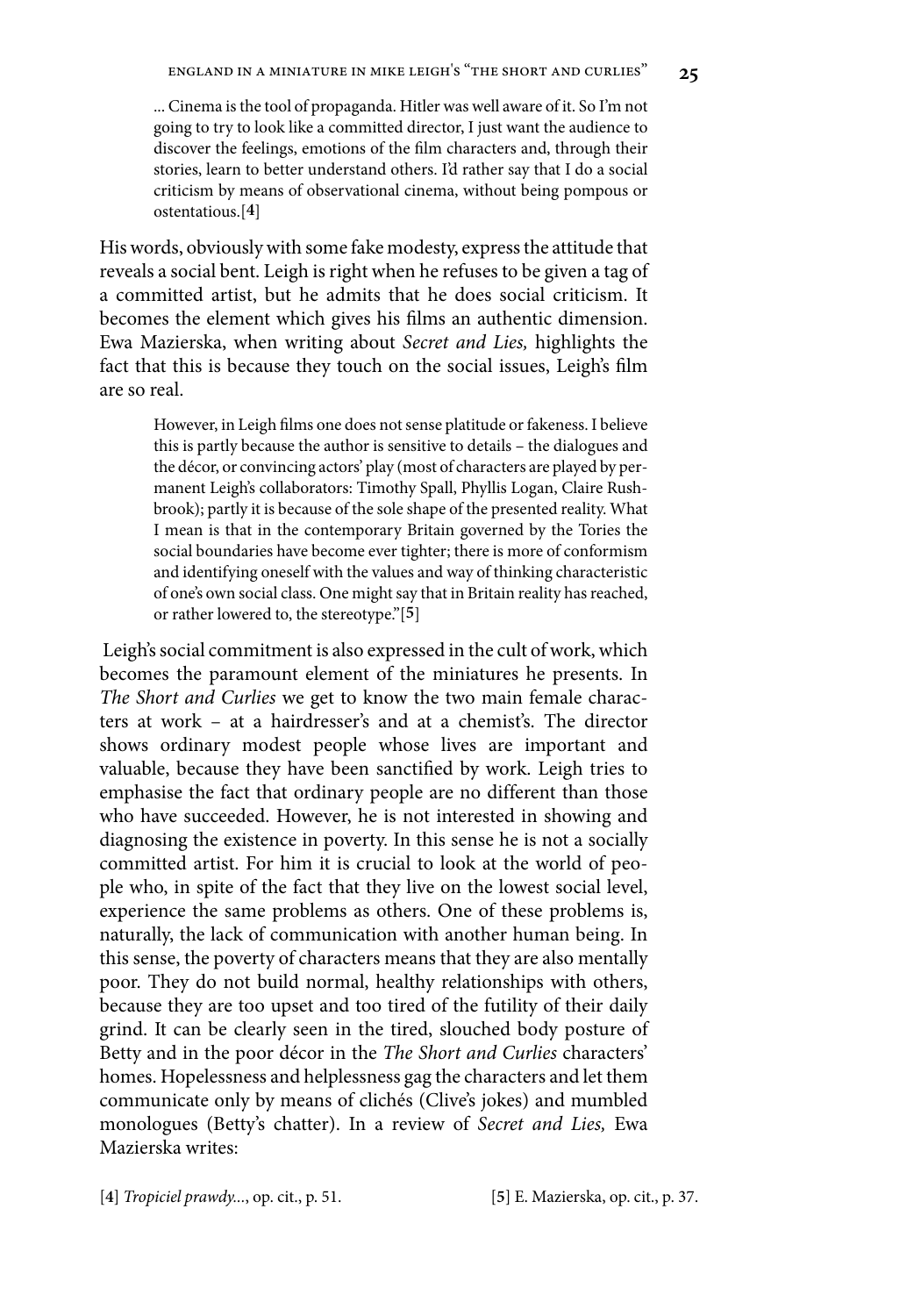> ... Cinema is the tool of propaganda. Hitler was well aware of it. So I'm not going to try to look like a committed director, I just want the audience to discover the feelings, emotions of the film characters and, through their stories, learn to better understand others. I'd rather say that I do a social criticism by means of observational cinema, without being pompous or ostentatious.[**4**]

His words, obviously with some fake modesty, express the attitude that reveals a social bent. Leigh is right when he refuses to be given a tag of a committed artist, but he admits that he does social criticism. It becomes the element which gives his films an authentic dimension. Ewa Mazierska, when writing about *Secret and Lies,* highlights the fact that this is because they touch on the social issues, Leigh's film are so real.

> However, in Leigh films one does not sense platitude or fakeness. I believe this is partly because the author is sensitive to details – the dialogues and the décor, or convincing actors' play (most of characters are played by permanent Leigh's collaborators: Timothy Spall, Phyllis Logan, Claire Rushbrook); partly it is because of the sole shape of the presented reality. What I mean is that in the contemporary Britain governed by the Tories the social boundaries have become ever tighter; there is more of conformism and identifying oneself with the values and way of thinking characteristic of one's own social class. One might say that in Britain reality has reached, or rather lowered to, the stereotype."[**5**]

Leigh's social commitment is also expressed in the cult of work, which becomes the paramount element of the miniatures he presents. In *The Short and Curlies* we get to know the two main female characters at work – at a hairdresser's and at a chemist's. The director shows ordinary modest people whose lives are important and valuable, because they have been sanctified by work. Leigh tries to emphasise the fact that ordinary people are no different than those who have succeeded. However, he is not interested in showing and diagnosing the existence in poverty. In this sense he is not a socially committed artist. For him it is crucial to look at the world of people who, in spite of the fact that they live on the lowest social level, experience the same problems as others. One of these problems is, naturally, the lack of communication with another human being. In this sense, the poverty of characters means that they are also mentally poor. They do not build normal, healthy relationships with others, because they are too upset and too tired of the futility of their daily grind. It can be clearly seen in the tired, slouched body posture of Betty and in the poor décor in the *The Short and Curlies* characters' homes. Hopelessness and helplessness gag the characters and let them communicate only by means of clichés (Clive's jokes) and mumbled monologues (Betty's chatter). In a review of *Secret and Lies,* Ewa Mazierska writes:

[**4**] *Tropiciel prawdy...*, op. cit., p. 51.

[**5**] E. Mazierska, op. cit., p. 37.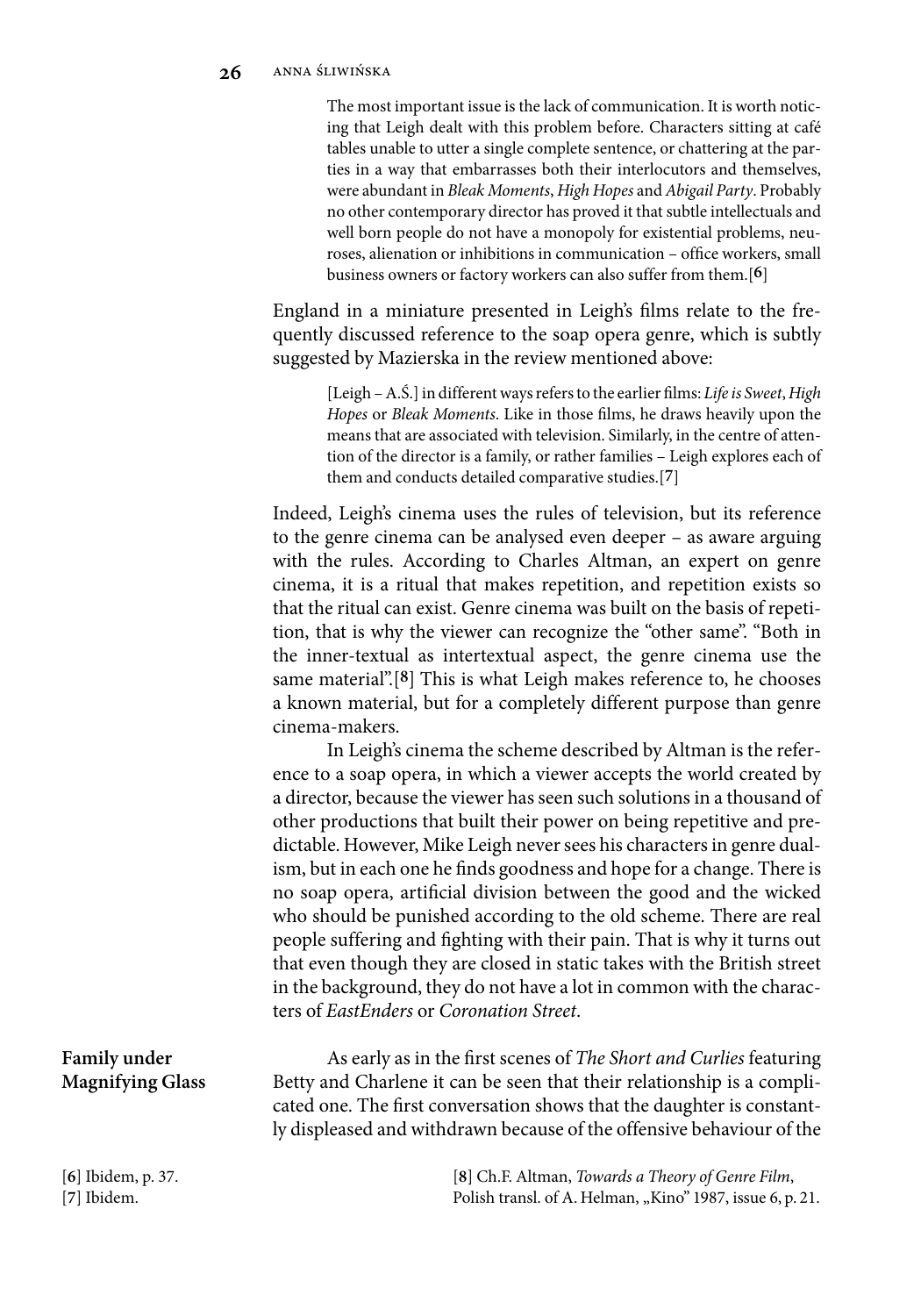> The most important issue is the lack of communication. It is worth noticing that Leigh dealt with this problem before. Characters sitting at café tables unable to utter a single complete sentence, or chattering at the parties in a way that embarrasses both their interlocutors and themselves, were abundant in *Bleak Moments*, *High Hopes* and *Abigail Party*. Probably no other contemporary director has proved it that subtle intellectuals and well born people do not have a monopoly for existential problems, neuroses, alienation or inhibitions in communication – office workers, small business owners or factory workers can also suffer from them.[**6**]

England in a miniature presented in Leigh's films relate to the frequently discussed reference to the soap opera genre, which is subtly suggested by Mazierska in the review mentioned above:

> [Leigh – A.Ś.] in different ways refers to the earlier films: *Life is Sweet*, *High Hopes* or *Bleak Moments*. Like in those films, he draws heavily upon the means that are associated with television. Similarly, in the centre of attention of the director is a family, or rather families – Leigh explores each of them and conducts detailed comparative studies.[**7**]

Indeed, Leigh's cinema uses the rules of television, but its reference to the genre cinema can be analysed even deeper – as aware arguing with the rules. According to Charles Altman, an expert on genre cinema, it is a ritual that makes repetition, and repetition exists so that the ritual can exist. Genre cinema was built on the basis of repetition, that is why the viewer can recognize the "other same". "Both in the inner-textual as intertextual aspect, the genre cinema use the same material".[**8**] This is what Leigh makes reference to, he chooses a known material, but for a completely different purpose than genre cinema-makers.

In Leigh's cinema the scheme described by Altman is the reference to a soap opera, in which a viewer accepts the world created by a director, because the viewer has seen such solutions in a thousand of other productions that built their power on being repetitive and predictable. However, Mike Leigh never sees his characters in genre dualism, but in each one he finds goodness and hope for a change. There is no soap opera, artificial division between the good and the wicked who should be punished according to the old scheme. There are real people suffering and fighting with their pain. That is why it turns out that even though they are closed in static takes with the British street in the background, they do not have a lot in common with the characters of *EastEnders* or *Coronation Street*.

## Family under Magnifying Glass

As early as in the first scenes of *The Short and Curlies* featuring Betty and Charlene it can be seen that their relationship is a complicated one. The first conversation shows that the daughter is constantly displeased and withdrawn because of the offensive behaviour of the

[**6**] Ibidem, p. 37.
[**7**] Ibidem.
[**8**] Ch.F. Altman, *Towards a Theory of Genre Film*, Polish transl. of A. Helman, „Kino" 1987, issue 6, p. 21.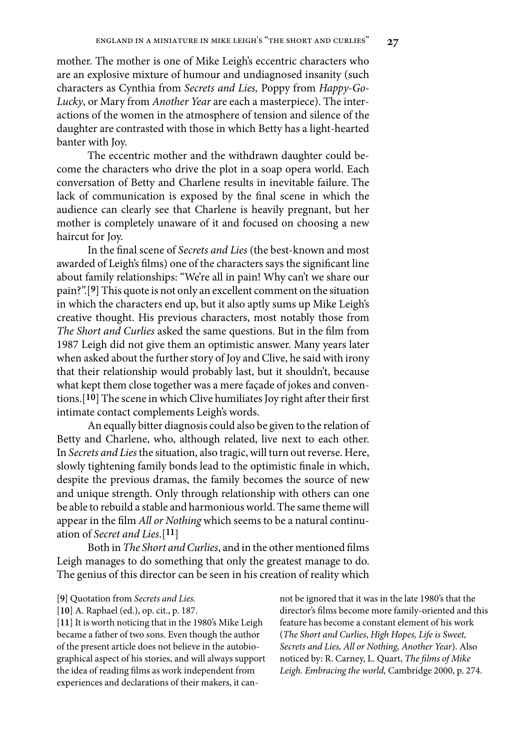mother. The mother is one of Mike Leigh's eccentric characters who are an explosive mixture of humour and undiagnosed insanity (such characters as Cynthia from *Secrets and Lies,* Poppy from *Happy-Go-Lucky*, or Mary from *Another Year* are each a masterpiece). The interactions of the women in the atmosphere of tension and silence of the daughter are contrasted with those in which Betty has a light-hearted banter with Joy.

The eccentric mother and the withdrawn daughter could become the characters who drive the plot in a soap opera world. Each conversation of Betty and Charlene results in inevitable failure. The lack of communication is exposed by the final scene in which the audience can clearly see that Charlene is heavily pregnant, but her mother is completely unaware of it and focused on choosing a new haircut for Joy.

In the final scene of *Secrets and Lies* (the best-known and most awarded of Leigh's films) one of the characters says the significant line about family relationships: "We're all in pain! Why can't we share our pain?".[**9**] This quote is not only an excellent comment on the situation in which the characters end up, but it also aptly sums up Mike Leigh's creative thought. His previous characters, most notably those from *The Short and Curlies* asked the same questions. But in the film from 1987 Leigh did not give them an optimistic answer. Many years later when asked about the further story of Joy and Clive, he said with irony that their relationship would probably last, but it shouldn't, because what kept them close together was a mere façade of jokes and conventions.[**10**] The scene in which Clive humiliates Joy right after their first intimate contact complements Leigh's words.

An equally bitter diagnosis could also be given to the relation of Betty and Charlene, who, although related, live next to each other. In *Secrets and Lies* the situation, also tragic, will turn out reverse. Here, slowly tightening family bonds lead to the optimistic finale in which, despite the previous dramas, the family becomes the source of new and unique strength. Only through relationship with others can one be able to rebuild a stable and harmonious world. The same theme will appear in the film *All or Nothing* which seems to be a natural continuation of *Secret and Lies*.[**11**]

Both in *The Short and Curlies*, and in the other mentioned films Leigh manages to do something that only the greatest manage to do. The genius of this director can be seen in his creation of reality which

[**9**] Quotation from *Secrets and Lies.*

[**10**] A. Raphael (ed.), op. cit., p. 187.

[**11**] It is worth noticing that in the 1980's Mike Leigh became a father of two sons. Even though the author of the present article does not believe in the autobiographical aspect of his stories, and will always support the idea of reading films as work independent from experiences and declarations of their makers, it cannot be ignored that it was in the late 1980's that the director's films become more family-oriented and this feature has become a constant element of his work (*The Short and Curlies*, *High Hopes, Life is Sweet, Secrets and Lies, All or Nothing, Another Year*). Also noticed by: R. Carney, L. Quart, *The films of Mike Leigh. Embracing the world,* Cambridge 2000, p. 274.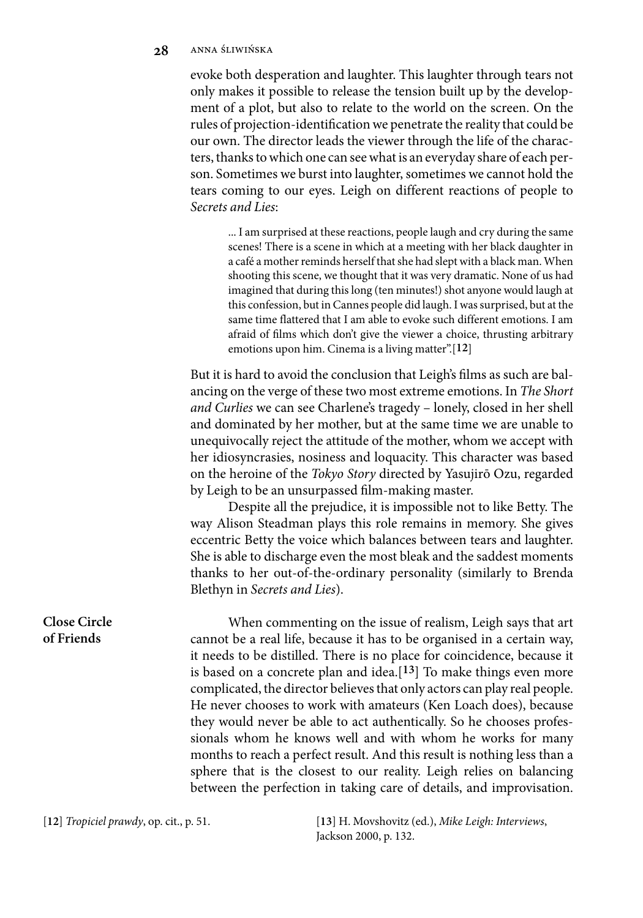evoke both desperation and laughter. This laughter through tears not only makes it possible to release the tension built up by the development of a plot, but also to relate to the world on the screen. On the rules of projection-identification we penetrate the reality that could be our own. The director leads the viewer through the life of the characters, thanks to which one can see what is an everyday share of each person. Sometimes we burst into laughter, sometimes we cannot hold the tears coming to our eyes. Leigh on different reactions of people to *Secrets and Lies*:

> ... I am surprised at these reactions, people laugh and cry during the same scenes! There is a scene in which at a meeting with her black daughter in a café a mother reminds herself that she had slept with a black man. When shooting this scene, we thought that it was very dramatic. None of us had imagined that during this long (ten minutes!) shot anyone would laugh at this confession, but in Cannes people did laugh. I was surprised, but at the same time flattered that I am able to evoke such different emotions. I am afraid of films which don't give the viewer a choice, thrusting arbitrary emotions upon him. Cinema is a living matter".[12]

But it is hard to avoid the conclusion that Leigh's films as such are balancing on the verge of these two most extreme emotions. In *The Short and Curlies* we can see Charlene's tragedy – lonely, closed in her shell and dominated by her mother, but at the same time we are unable to unequivocally reject the attitude of the mother, whom we accept with her idiosyncrasies, nosiness and loquacity. This character was based on the heroine of the *Tokyo Story* directed by Yasujirō Ozu, regarded by Leigh to be an unsurpassed film-making master.

Despite all the prejudice, it is impossible not to like Betty. The way Alison Steadman plays this role remains in memory. She gives eccentric Betty the voice which balances between tears and laughter. She is able to discharge even the most bleak and the saddest moments thanks to her out-of-the-ordinary personality (similarly to Brenda Blethyn in *Secrets and Lies*).

## Close Circle of Friends

When commenting on the issue of realism, Leigh says that art cannot be a real life, because it has to be organised in a certain way, it needs to be distilled. There is no place for coincidence, because it is based on a concrete plan and idea.[13] To make things even more complicated, the director believes that only actors can play real people. He never chooses to work with amateurs (Ken Loach does), because they would never be able to act authentically. So he chooses professionals whom he knows well and with whom he works for many months to reach a perfect result. And this result is nothing less than a sphere that is the closest to our reality. Leigh relies on balancing between the perfection in taking care of details, and improvisation.

[12] *Tropiciel prawdy*, op. cit., p. 51.

[13] H. Movshovitz (ed.), *Mike Leigh: Interviews*, Jackson 2000, p. 132.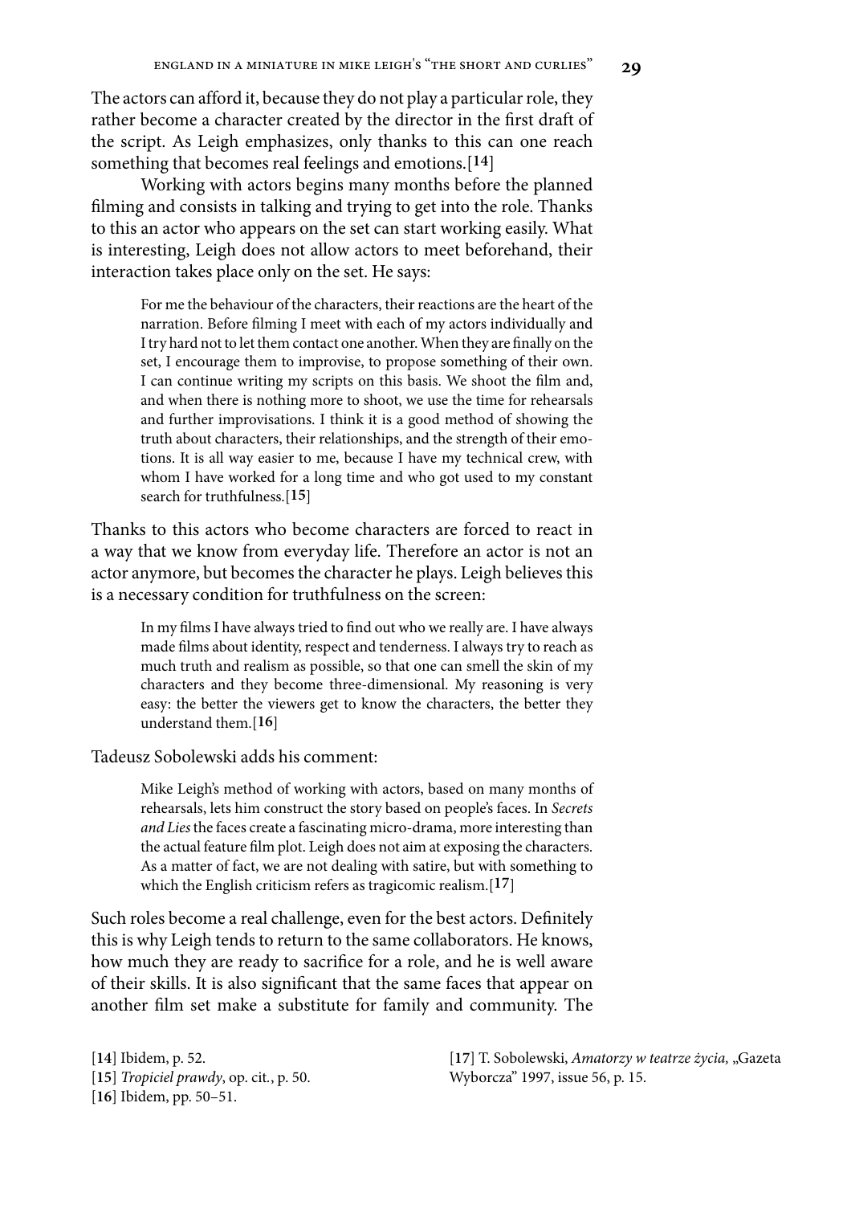The actors can afford it, because they do not play a particular role, they rather become a character created by the director in the first draft of the script. As Leigh emphasizes, only thanks to this can one reach something that becomes real feelings and emotions.[**14**]

Working with actors begins many months before the planned filming and consists in talking and trying to get into the role. Thanks to this an actor who appears on the set can start working easily. What is interesting, Leigh does not allow actors to meet beforehand, their interaction takes place only on the set. He says:

> For me the behaviour of the characters, their reactions are the heart of the narration. Before filming I meet with each of my actors individually and I try hard not to let them contact one another. When they are finally on the set, I encourage them to improvise, to propose something of their own. I can continue writing my scripts on this basis. We shoot the film and, and when there is nothing more to shoot, we use the time for rehearsals and further improvisations. I think it is a good method of showing the truth about characters, their relationships, and the strength of their emotions. It is all way easier to me, because I have my technical crew, with whom I have worked for a long time and who got used to my constant search for truthfulness.[**15**]

Thanks to this actors who become characters are forced to react in a way that we know from everyday life. Therefore an actor is not an actor anymore, but becomes the character he plays. Leigh believes this is a necessary condition for truthfulness on the screen:

> In my films I have always tried to find out who we really are. I have always made films about identity, respect and tenderness. I always try to reach as much truth and realism as possible, so that one can smell the skin of my characters and they become three-dimensional. My reasoning is very easy: the better the viewers get to know the characters, the better they understand them.[**16**]

Tadeusz Sobolewski adds his comment:

> Mike Leigh's method of working with actors, based on many months of rehearsals, lets him construct the story based on people's faces. In *Secrets and Lies* the faces create a fascinating micro-drama, more interesting than the actual feature film plot. Leigh does not aim at exposing the characters. As a matter of fact, we are not dealing with satire, but with something to which the English criticism refers as tragicomic realism.[**17**]

Such roles become a real challenge, even for the best actors. Definitely this is why Leigh tends to return to the same collaborators. He knows, how much they are ready to sacrifice for a role, and he is well aware of their skills. It is also significant that the same faces that appear on another film set make a substitute for family and community. The

[**14**] Ibidem, p. 52.
[**15**] *Tropiciel prawdy*, op. cit., p. 50.
[**16**] Ibidem, pp. 50–51.
[**17**] T. Sobolewski, *Amatorzy w teatrze życia,* „Gazeta Wyborcza" 1997, issue 56, p. 15.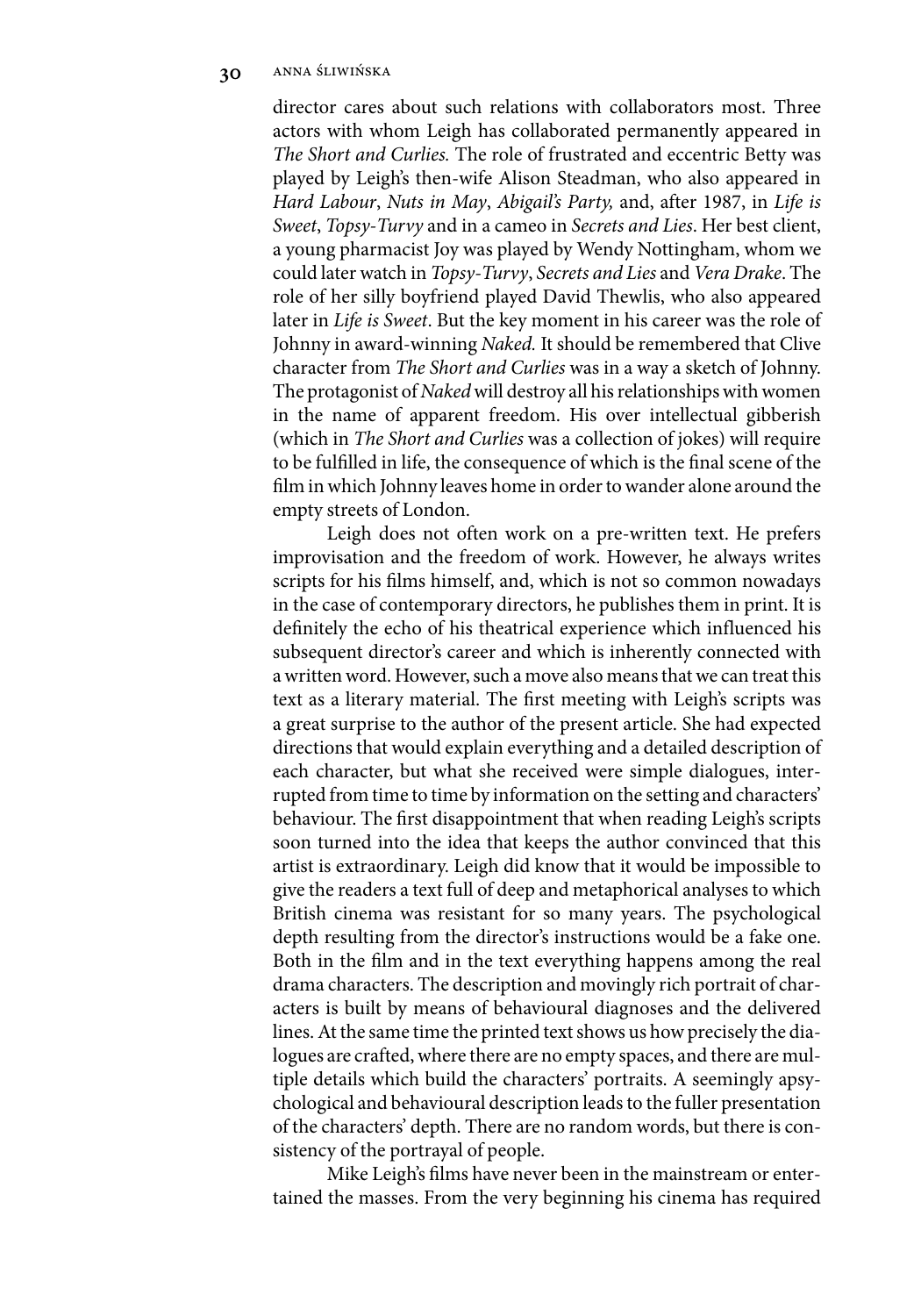director cares about such relations with collaborators most. Three actors with whom Leigh has collaborated permanently appeared in *The Short and Curlies.* The role of frustrated and eccentric Betty was played by Leigh's then-wife Alison Steadman, who also appeared in *Hard Labour*, *Nuts in May*, *Abigail's Party,* and, after 1987, in *Life is Sweet*, *Topsy-Turvy* and in a cameo in *Secrets and Lies*. Her best client, a young pharmacist Joy was played by Wendy Nottingham, whom we could later watch in *Topsy-Turvy*, *Secrets and Lies* and *Vera Drake*. The role of her silly boyfriend played David Thewlis, who also appeared later in *Life is Sweet*. But the key moment in his career was the role of Johnny in award-winning *Naked.* It should be remembered that Clive character from *The Short and Curlies* was in a way a sketch of Johnny. The protagonist of *Naked* will destroy all his relationships with women in the name of apparent freedom. His over intellectual gibberish (which in *The Short and Curlies* was a collection of jokes) will require to be fulfilled in life, the consequence of which is the final scene of the film in which Johnny leaves home in order to wander alone around the empty streets of London.

Leigh does not often work on a pre-written text. He prefers improvisation and the freedom of work. However, he always writes scripts for his films himself, and, which is not so common nowadays in the case of contemporary directors, he publishes them in print. It is definitely the echo of his theatrical experience which influenced his subsequent director's career and which is inherently connected with a written word. However, such a move also means that we can treat this text as a literary material. The first meeting with Leigh's scripts was a great surprise to the author of the present article. She had expected directions that would explain everything and a detailed description of each character, but what she received were simple dialogues, interrupted from time to time by information on the setting and characters' behaviour. The first disappointment that when reading Leigh's scripts soon turned into the idea that keeps the author convinced that this artist is extraordinary. Leigh did know that it would be impossible to give the readers a text full of deep and metaphorical analyses to which British cinema was resistant for so many years. The psychological depth resulting from the director's instructions would be a fake one. Both in the film and in the text everything happens among the real drama characters. The description and movingly rich portrait of characters is built by means of behavioural diagnoses and the delivered lines. At the same time the printed text shows us how precisely the dialogues are crafted, where there are no empty spaces, and there are multiple details which build the characters' portraits. A seemingly apsychological and behavioural description leads to the fuller presentation of the characters' depth. There are no random words, but there is consistency of the portrayal of people.

Mike Leigh's films have never been in the mainstream or entertained the masses. From the very beginning his cinema has required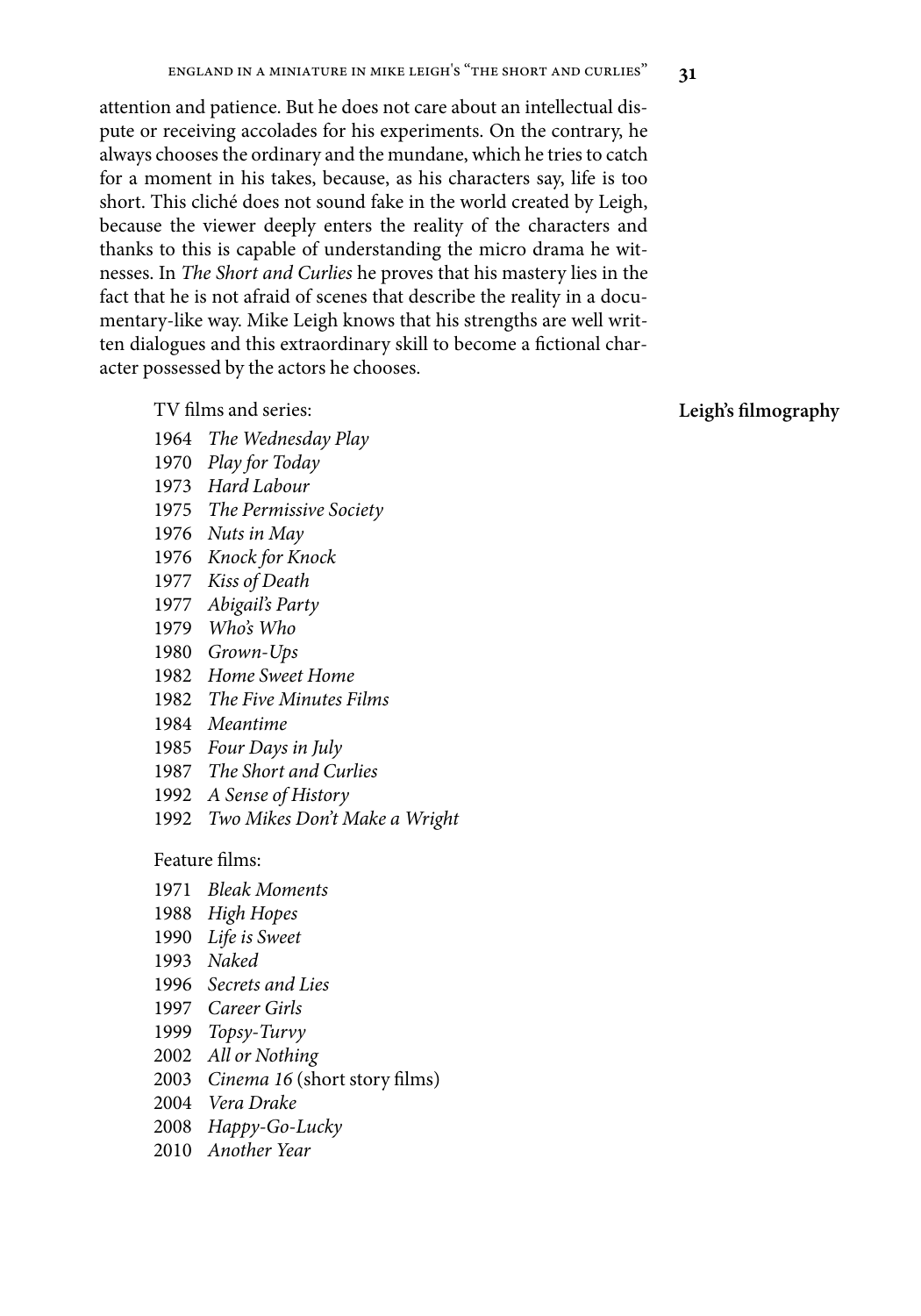attention and patience. But he does not care about an intellectual dispute or receiving accolades for his experiments. On the contrary, he always chooses the ordinary and the mundane, which he tries to catch for a moment in his takes, because, as his characters say, life is too short. This cliché does not sound fake in the world created by Leigh, because the viewer deeply enters the reality of the characters and thanks to this is capable of understanding the micro drama he witnesses. In *The Short and Curlies* he proves that his mastery lies in the fact that he is not afraid of scenes that describe the reality in a documentary-like way. Mike Leigh knows that his strengths are well written dialogues and this extraordinary skill to become a fictional character possessed by the actors he chooses.

**Leigh's filmography**

TV films and series:

1964 *The Wednesday Play*
1970 *Play for Today*
1973 *Hard Labour*
1975 *The Permissive Society*
1976 *Nuts in May*
1976 *Knock for Knock*
1977 *Kiss of Death*
1977 *Abigail's Party*
1979 *Who's Who*
1980 *Grown-Ups*
1982 *Home Sweet Home*
1982 *The Five Minutes Films*
1984 *Meantime*
1985 *Four Days in July*
1987 *The Short and Curlies*
1992 *A Sense of History*
1992 *Two Mikes Don't Make a Wright*

Feature films:

1971 *Bleak Moments*
1988 *High Hopes*
1990 *Life is Sweet*
1993 *Naked*
1996 *Secrets and Lies*
1997 *Career Girls*
1999 *Topsy-Turvy*
2002 *All or Nothing*
2003 *Cinema 16* (short story films)
2004 *Vera Drake*
2008 *Happy-Go-Lucky*
2010 *Another Year*